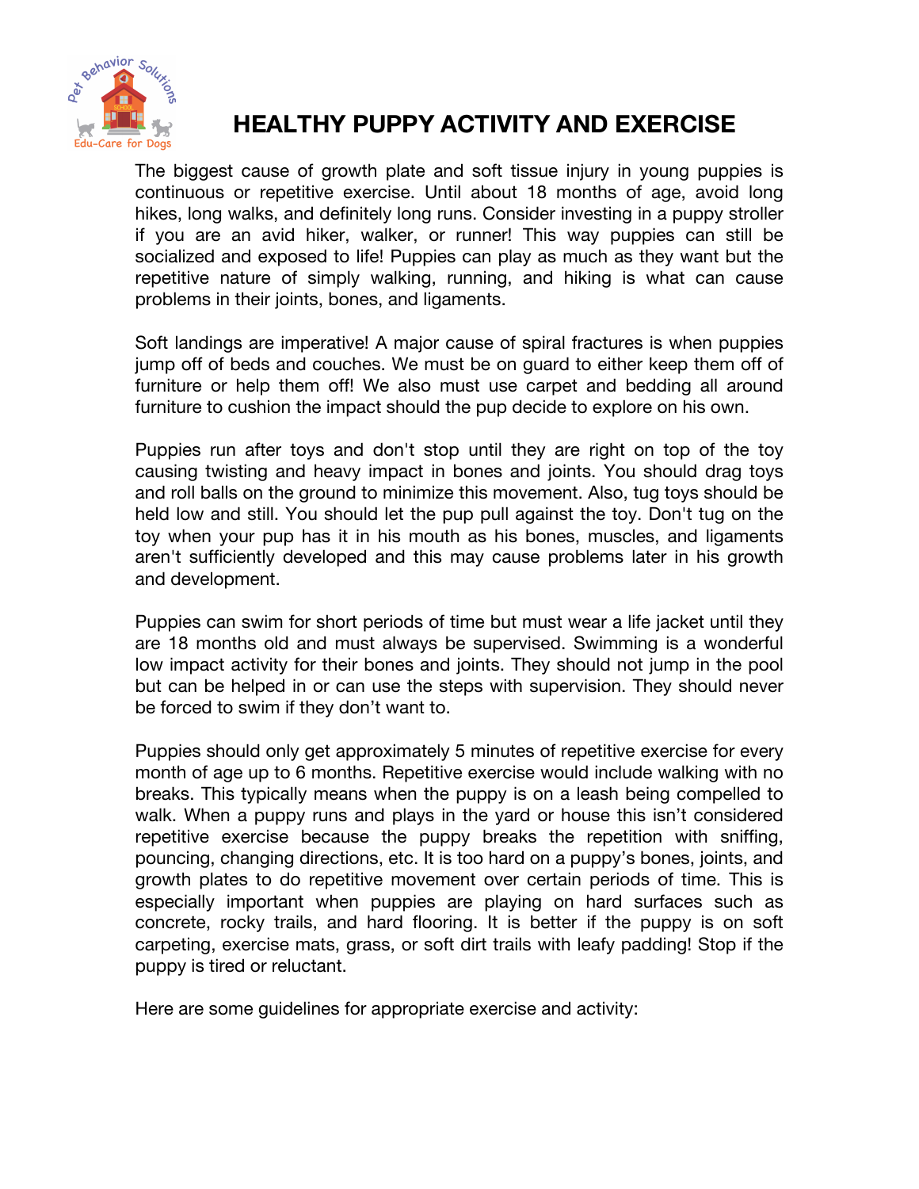# HEALTHY PUPPY ACTIVITY AND EXERCISE

The biggest cause of growth plate and soft tissue injury in young puppies is continuous or repetitive exercise. Until about 18 months of age, avoid long hikes, long walks, and definitely long runs. Consider investing in a puppy stroller if you are an avid hiker, walker, or runner! This way puppies can still be socialized and exposed to life! Puppies can play as much as they want but the repetitive nature of simply walking, running, and hiking is what can cause problems in their joints, bones, and ligaments.

Soft landings are imperative! A major cause of spiral fractures is when puppies jump off of beds and couches. We must be on guard to either keep them off of furniture or help them off! We also must use carpet and bedding all around furniture to cushion the impact should the pup decide to explore on his own.

Puppies run after toys and don't stop until they are right on top of the toy causing twisting and heavy impact in bones and joints. You should drag toys and roll balls on the ground to minimize this movement. Also, tug toys should be held low and still. You should let the pup pull against the toy. Don't tug on the toy when your pup has it in his mouth as his bones, muscles, and ligaments aren't sufficiently developed and this may cause problems later in his growth and development.

Puppies can swim for short periods of time but must wear a life jacket until they are 18 months old and must always be supervised. Swimming is a wonderful low impact activity for their bones and joints. They should not jump in the pool but can be helped in or can use the steps with supervision. They should never be forced to swim if they don't want to.

Puppies should only get approximately 5 minutes of repetitive exercise for every month of age up to 6 months. Repetitive exercise would include walking with no breaks. This typically means when the puppy is on a leash being compelled to walk. When a puppy runs and plays in the yard or house this isn't considered repetitive exercise because the puppy breaks the repetition with sniffing, pouncing, changing directions, etc. It is too hard on a puppy's bones, joints, and growth plates to do repetitive movement over certain periods of time. This is especially important when puppies are playing on hard surfaces such as concrete, rocky trails, and hard flooring. It is better if the puppy is on soft carpeting, exercise mats, grass, or soft dirt trails with leafy padding! Stop if the puppy is tired or reluctant.

Here are some guidelines for appropriate exercise and activity: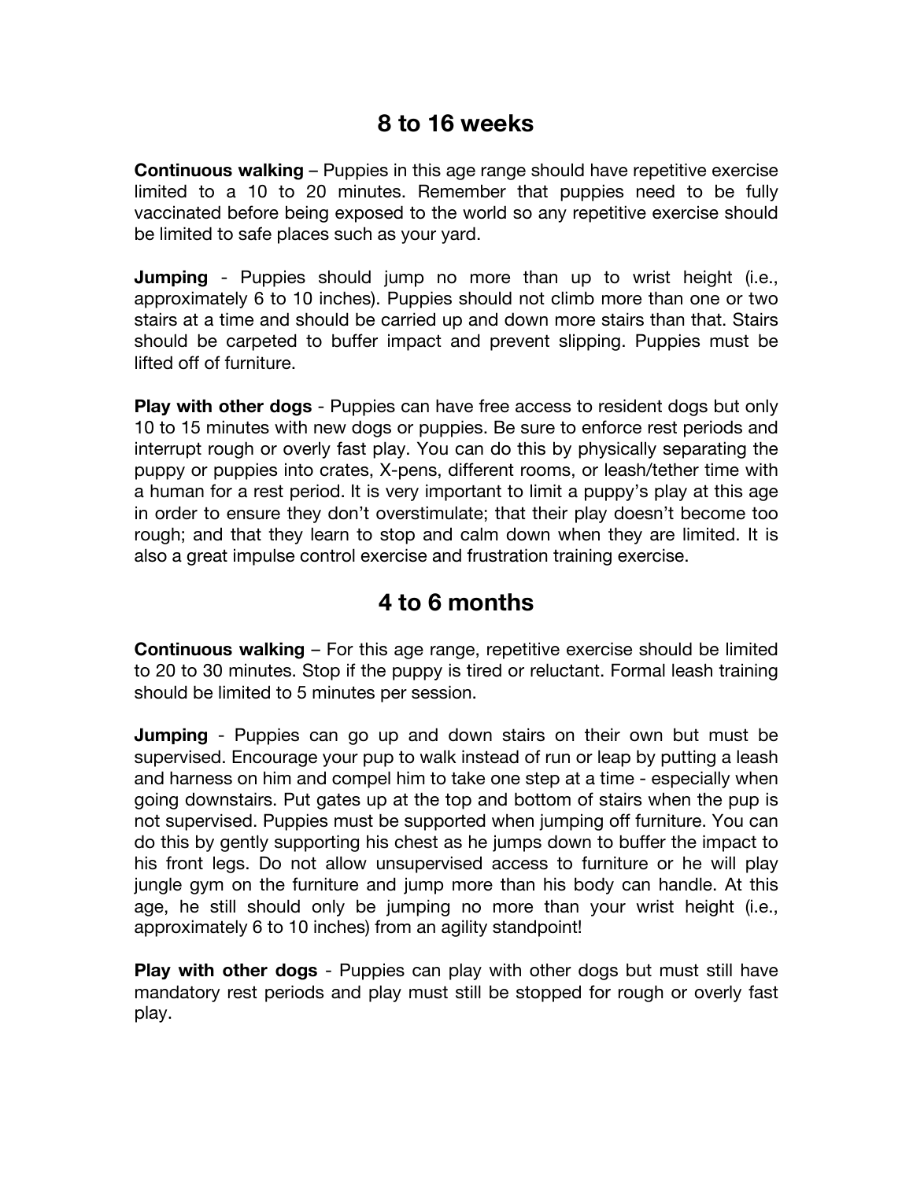## 8 to 16 weeks

**Continuous walking** – Puppies in this age range should have repetitive exercise limited to a 10 to 20 minutes. Remember that puppies need to be fully vaccinated before being exposed to the world so any repetitive exercise should be limited to safe places such as your yard.

**Jumping** - Puppies should jump no more than up to wrist height (i.e., approximately 6 to 10 inches). Puppies should not climb more than one or two stairs at a time and should be carried up and down more stairs than that. Stairs should be carpeted to buffer impact and prevent slipping. Puppies must be lifted off of furniture.

**Play with other dogs** - Puppies can have free access to resident dogs but only 10 to 15 minutes with new dogs or puppies. Be sure to enforce rest periods and interrupt rough or overly fast play. You can do this by physically separating the puppy or puppies into crates, X-pens, different rooms, or leash/tether time with a human for a rest period. It is very important to limit a puppy's play at this age in order to ensure they don't overstimulate; that their play doesn't become too rough; and that they learn to stop and calm down when they are limited. It is also a great impulse control exercise and frustration training exercise.

## 4 to 6 months

**Continuous walking** – For this age range, repetitive exercise should be limited to 20 to 30 minutes. Stop if the puppy is tired or reluctant. Formal leash training should be limited to 5 minutes per session.

**Jumping** - Puppies can go up and down stairs on their own but must be supervised. Encourage your pup to walk instead of run or leap by putting a leash and harness on him and compel him to take one step at a time - especially when going downstairs. Put gates up at the top and bottom of stairs when the pup is not supervised. Puppies must be supported when jumping off furniture. You can do this by gently supporting his chest as he jumps down to buffer the impact to his front legs. Do not allow unsupervised access to furniture or he will play jungle gym on the furniture and jump more than his body can handle. At this age, he still should only be jumping no more than your wrist height (i.e., approximately 6 to 10 inches) from an agility standpoint!

**Play with other dogs** - Puppies can play with other dogs but must still have mandatory rest periods and play must still be stopped for rough or overly fast play.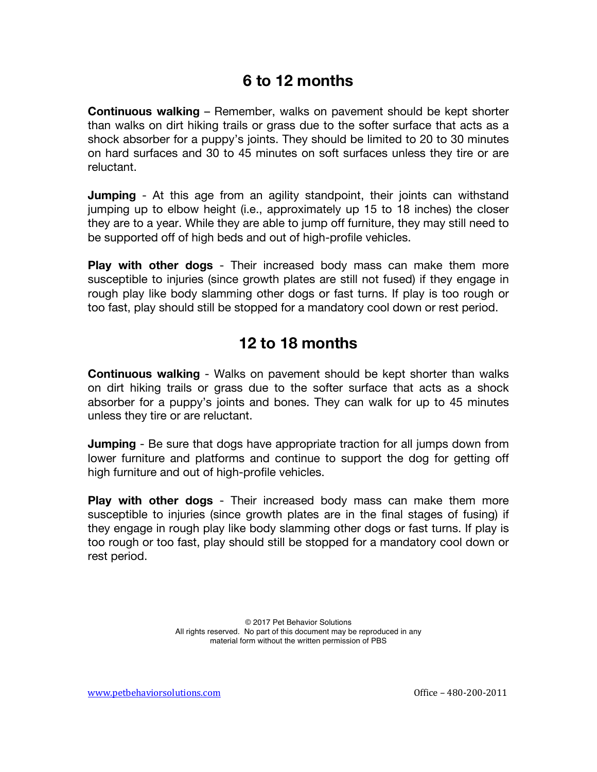## 6 to 12 months

**Continuous walking** – Remember, walks on pavement should be kept shorter than walks on dirt hiking trails or grass due to the softer surface that acts as a shock absorber for a puppy's joints. They should be limited to 20 to 30 minutes on hard surfaces and 30 to 45 minutes on soft surfaces unless they tire or are reluctant.

**Jumping** - At this age from an agility standpoint, their joints can withstand jumping up to elbow height (i.e., approximately up 15 to 18 inches) the closer they are to a year. While they are able to jump off furniture, they may still need to be supported off of high beds and out of high-profile vehicles.

**Play with other dogs** - Their increased body mass can make them more susceptible to injuries (since growth plates are still not fused) if they engage in rough play like body slamming other dogs or fast turns. If play is too rough or too fast, play should still be stopped for a mandatory cool down or rest period.

## 12 to 18 months

**Continuous walking** - Walks on pavement should be kept shorter than walks on dirt hiking trails or grass due to the softer surface that acts as a shock absorber for a puppy's joints and bones. They can walk for up to 45 minutes unless they tire or are reluctant.

**Jumping** - Be sure that dogs have appropriate traction for all jumps down from lower furniture and platforms and continue to support the dog for getting off high furniture and out of high-profile vehicles.

**Play with other dogs** - Their increased body mass can make them more susceptible to injuries (since growth plates are in the final stages of fusing) if they engage in rough play like body slamming other dogs or fast turns. If play is too rough or too fast, play should still be stopped for a mandatory cool down or rest period.

© 2017 Pet Behavior Solutions
All rights reserved. No part of this document may be reproduced in any material form without the written permission of PBS